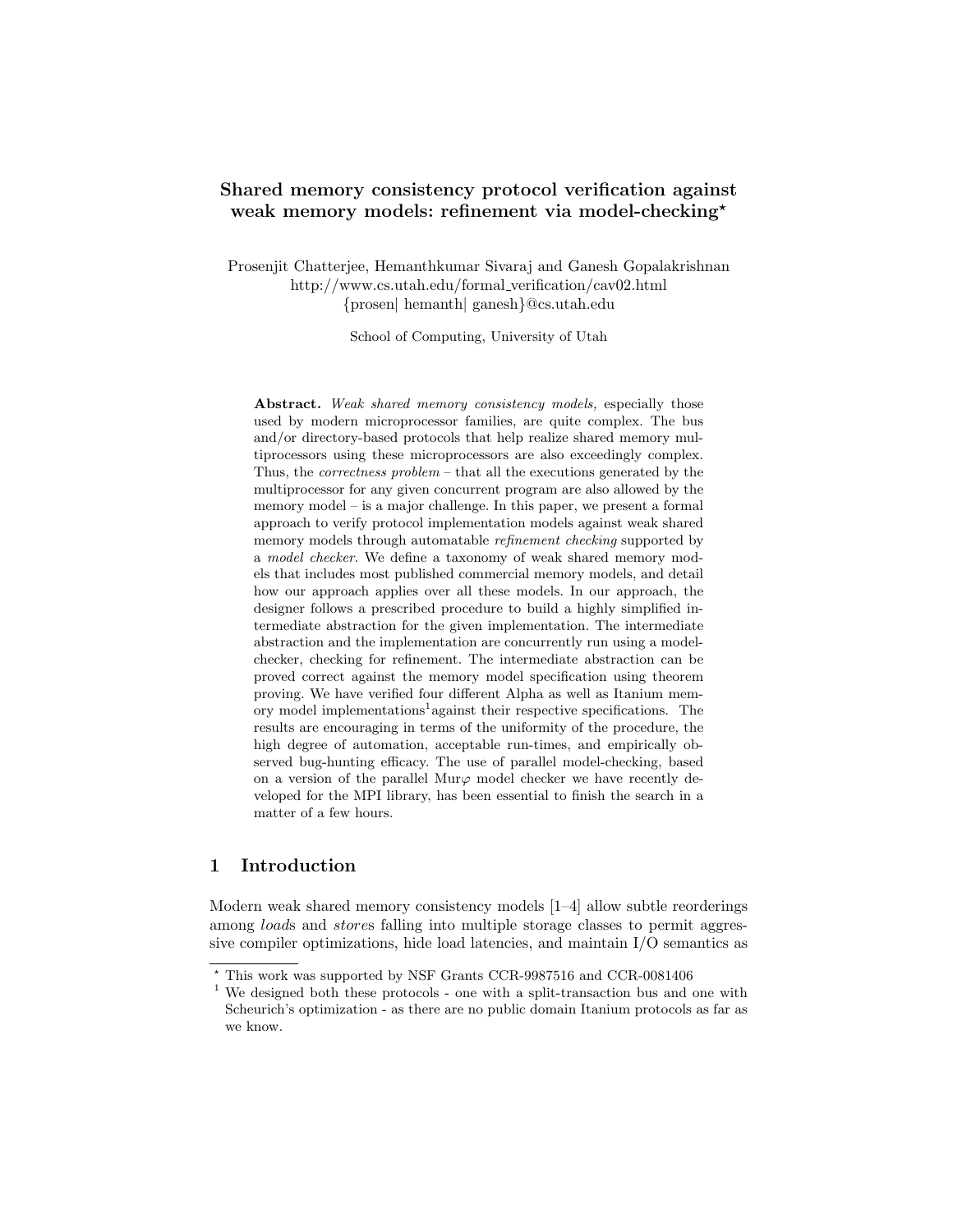# Shared memory consistency protocol verification against weak memory models: refinement via model-checking*

Prosenjit Chatterjee, Hemanthkumar Sivaraj and Ganesh Gopalakrishnan
http://www.cs.utah.edu/formal_verification/cav02.html
{prosen| hemanth| ganesh}@cs.utah.edu

School of Computing, University of Utah

**Abstract.** *Weak shared memory consistency models,* especially those used by modern microprocessor families, are quite complex. The bus and/or directory-based protocols that help realize shared memory multiprocessors using these microprocessors are also exceedingly complex. Thus, the *correctness problem* – that all the executions generated by the multiprocessor for any given concurrent program are also allowed by the memory model – is a major challenge. In this paper, we present a formal approach to verify protocol implementation models against weak shared memory models through automatable *refinement checking* supported by a *model checker*. We define a taxonomy of weak shared memory models that includes most published commercial memory models, and detail how our approach applies over all these models. In our approach, the designer follows a prescribed procedure to build a highly simplified intermediate abstraction for the given implementation. The intermediate abstraction and the implementation are concurrently run using a model-checker, checking for refinement. The intermediate abstraction can be proved correct against the memory model specification using theorem proving. We have verified four different Alpha as well as Itanium memory model implementations[1] against their respective specifications. The results are encouraging in terms of the uniformity of the procedure, the high degree of automation, acceptable run-times, and empirically observed bug-hunting efficacy. The use of parallel model-checking, based on a version of the parallel Mur$\varphi$ model checker we have recently developed for the MPI library, has been essential to finish the search in a matter of a few hours.

## 1 Introduction

Modern weak shared memory consistency models [1–4] allow subtle reorderings among *loads* and *stores* falling into multiple storage classes to permit aggressive compiler optimizations, hide load latencies, and maintain I/O semantics as

* This work was supported by NSF Grants CCR-9987516 and CCR-0081406

[1] We designed both these protocols - one with a split-transaction bus and one with Scheurich's optimization - as there are no public domain Itanium protocols as far as we know.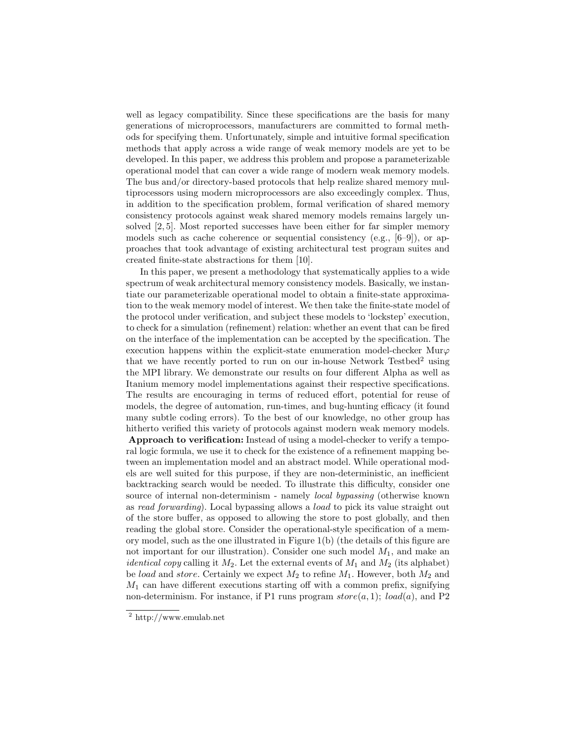well as legacy compatibility. Since these specifications are the basis for many generations of microprocessors, manufacturers are committed to formal methods for specifying them. Unfortunately, simple and intuitive formal specification methods that apply across a wide range of weak memory models are yet to be developed. In this paper, we address this problem and propose a parameterizable operational model that can cover a wide range of modern weak memory models. The bus and/or directory-based protocols that help realize shared memory multiprocessors using modern microprocessors are also exceedingly complex. Thus, in addition to the specification problem, formal verification of shared memory consistency protocols against weak shared memory models remains largely unsolved [2, 5]. Most reported successes have been either for far simpler memory models such as cache coherence or sequential consistency (e.g., [6–9]), or approaches that took advantage of existing architectural test program suites and created finite-state abstractions for them [10].

In this paper, we present a methodology that systematically applies to a wide spectrum of weak architectural memory consistency models. Basically, we instantiate our parameterizable operational model to obtain a finite-state approximation to the weak memory model of interest. We then take the finite-state model of the protocol under verification, and subject these models to 'lockstep' execution, to check for a simulation (refinement) relation: whether an event that can be fired on the interface of the implementation can be accepted by the specification. The execution happens within the explicit-state enumeration model-checker Mur$\varphi$ that we have recently ported to run on our in-house Network Testbed[2] using the MPI library. We demonstrate our results on four different Alpha as well as Itanium memory model implementations against their respective specifications. The results are encouraging in terms of reduced effort, potential for reuse of models, the degree of automation, run-times, and bug-hunting efficacy (it found many subtle coding errors). To the best of our knowledge, no other group has hitherto verified this variety of protocols against modern weak memory models.

**Approach to verification:** Instead of using a model-checker to verify a temporal logic formula, we use it to check for the existence of a refinement mapping between an implementation model and an abstract model. While operational models are well suited for this purpose, if they are non-deterministic, an inefficient backtracking search would be needed. To illustrate this difficulty, consider one source of internal non-determinism - namely *local bypassing* (otherwise known as *read forwarding*). Local bypassing allows a *load* to pick its value straight out of the store buffer, as opposed to allowing the store to post globally, and then reading the global store. Consider the operational-style specification of a memory model, such as the one illustrated in Figure 1(b) (the details of this figure are not important for our illustration). Consider one such model $M_1$, and make an *identical copy* calling it $M_2$. Let the external events of $M_1$ and $M_2$ (its alphabet) be *load* and *store*. Certainly we expect $M_2$ to refine $M_1$. However, both $M_2$ and $M_1$ can have different executions starting off with a common prefix, signifying non-determinism. For instance, if P1 runs program $store(a, 1)$; $load(a)$, and P2

[2] http://www.emulab.net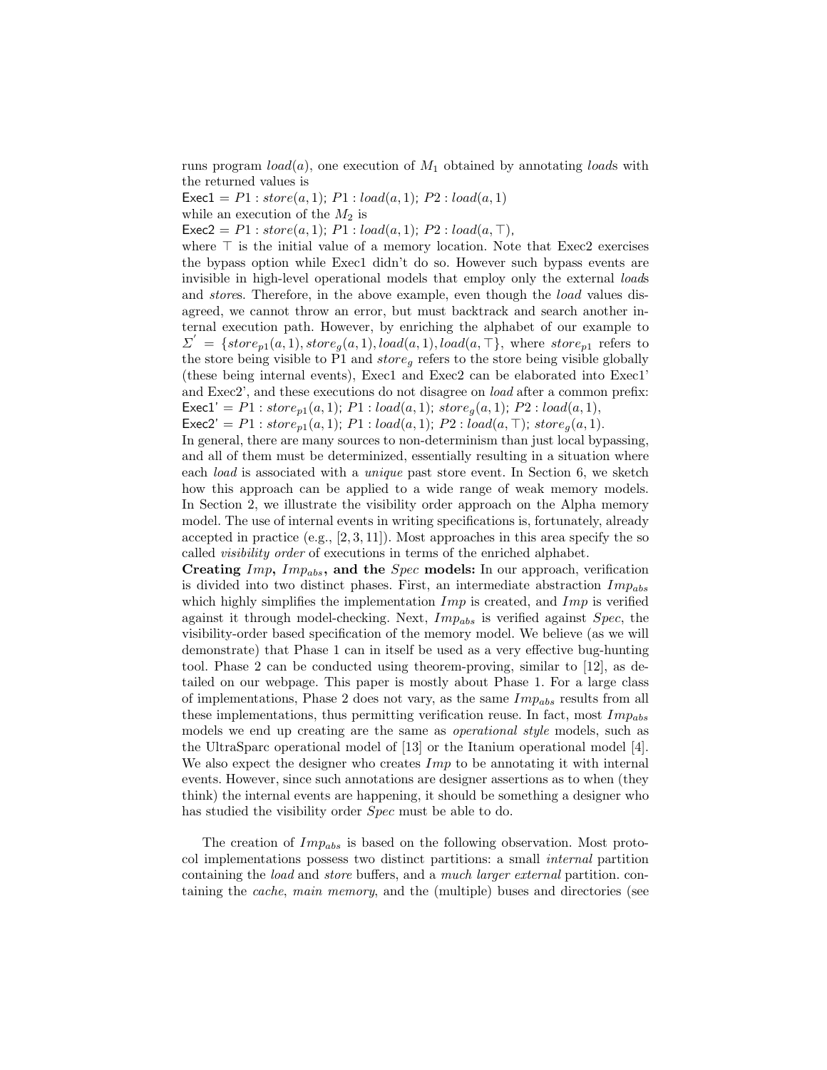runs program $load(a)$, one execution of $M_1$ obtained by annotating *load*s with the returned values is

Exec1 = $P1 : store(a, 1);\ P1 : load(a, 1);\ P2 : load(a, 1)$

while an execution of the $M_2$ is

Exec2 = $P1 : store(a, 1);\ P1 : load(a, 1);\ P2 : load(a, \top)$,

where $\top$ is the initial value of a memory location. Note that Exec2 exercises the bypass option while Exec1 didn't do so. However such bypass events are invisible in high-level operational models that employ only the external *load*s and *store*s. Therefore, in the above example, even though the *load* values disagreed, we cannot throw an error, but must backtrack and search another internal execution path. However, by enriching the alphabet of our example to $\Sigma^{'} = \{store_{p1}(a, 1), store_g(a, 1), load(a, 1), load(a, \top\}$, where $store_{p1}$ refers to the store being visible to P1 and $store_g$ refers to the store being visible globally (these being internal events), Exec1 and Exec2 can be elaborated into Exec1' and Exec2', and these executions do not disagree on *load* after a common prefix:

Exec1' = $P1 : store_{p1}(a, 1);\ P1 : load(a, 1);\ store_g(a, 1);\ P2 : load(a, 1)$,

Exec2' = $P1 : store_{p1}(a, 1);\ P1 : load(a, 1);\ P2 : load(a, \top);\ store_g(a, 1)$.

In general, there are many sources to non-determinism than just local bypassing, and all of them must be determinized, essentially resulting in a situation where each *load* is associated with a *unique* past store event. In Section 6, we sketch how this approach can be applied to a wide range of weak memory models. In Section 2, we illustrate the visibility order approach on the Alpha memory model. The use of internal events in writing specifications is, fortunately, already accepted in practice (e.g., [2, 3, 11]). Most approaches in this area specify the so called *visibility order* of executions in terms of the enriched alphabet.

**Creating $Imp$, $Imp_{abs}$, and the $Spec$ models:** In our approach, verification is divided into two distinct phases. First, an intermediate abstraction $Imp_{abs}$ which highly simplifies the implementation $Imp$ is created, and $Imp$ is verified against it through model-checking. Next, $Imp_{abs}$ is verified against $Spec$, the visibility-order based specification of the memory model. We believe (as we will demonstrate) that Phase 1 can in itself be used as a very effective bug-hunting tool. Phase 2 can be conducted using theorem-proving, similar to [12], as detailed on our webpage. This paper is mostly about Phase 1. For a large class of implementations, Phase 2 does not vary, as the same $Imp_{abs}$ results from all these implementations, thus permitting verification reuse. In fact, most $Imp_{abs}$ models we end up creating are the same as *operational style* models, such as the UltraSparc operational model of [13] or the Itanium operational model [4]. We also expect the designer who creates $Imp$ to be annotating it with internal events. However, since such annotations are designer assertions as to when (they think) the internal events are happening, it should be something a designer who has studied the visibility order $Spec$ must be able to do.

The creation of $Imp_{abs}$ is based on the following observation. Most protocol implementations possess two distinct partitions: a small *internal* partition containing the *load* and *store* buffers, and a *much larger external* partition. containing the *cache*, *main memory*, and the (multiple) buses and directories (see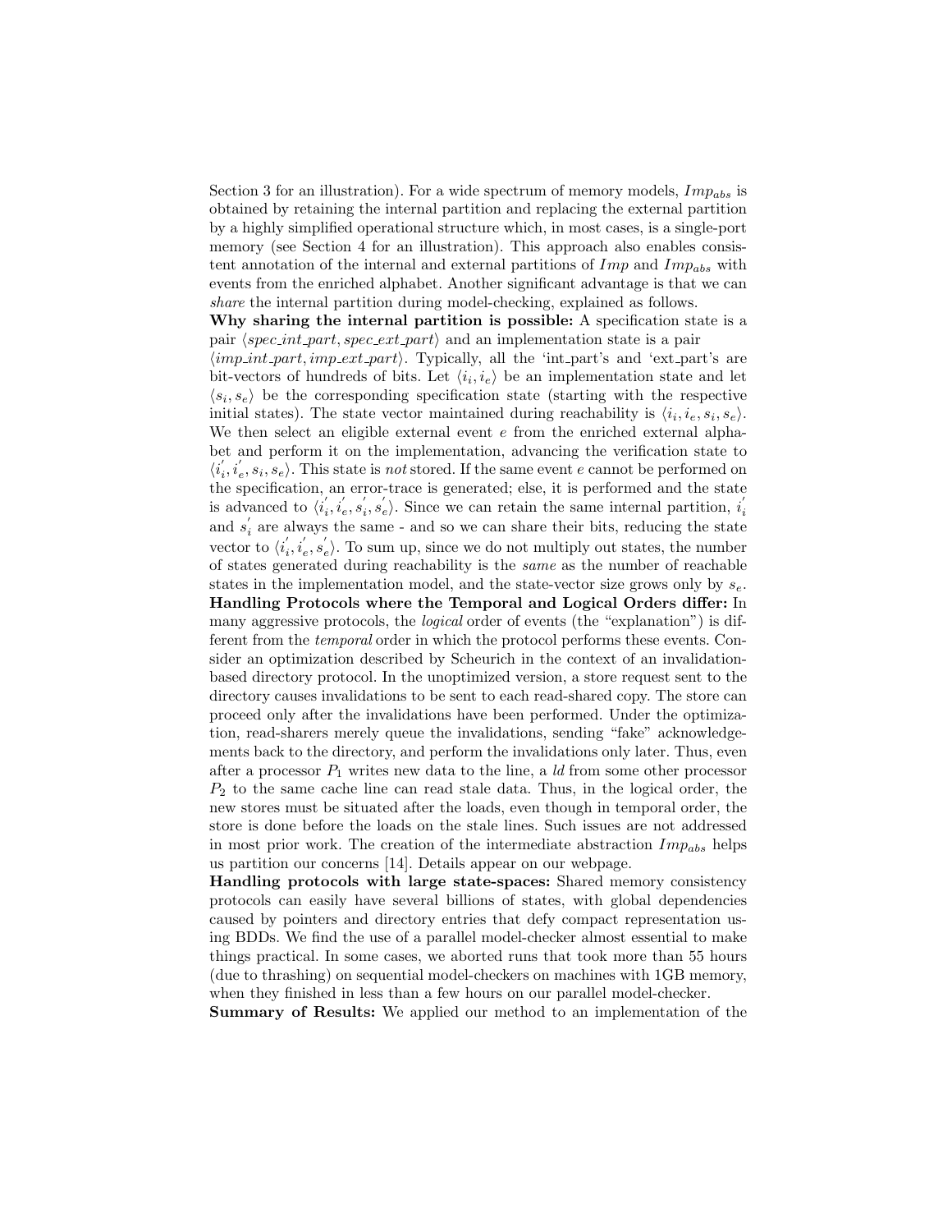Section 3 for an illustration). For a wide spectrum of memory models, $Imp_{abs}$ is obtained by retaining the internal partition and replacing the external partition by a highly simplified operational structure which, in most cases, is a single-port memory (see Section 4 for an illustration). This approach also enables consistent annotation of the internal and external partitions of $Imp$ and $Imp_{abs}$ with events from the enriched alphabet. Another significant advantage is that we can *share* the internal partition during model-checking, explained as follows.

**Why sharing the internal partition is possible:** A specification state is a pair $\langle spec\_int\_part, spec\_ext\_part\rangle$ and an implementation state is a pair $\langle imp\_int\_part, imp\_ext\_part\rangle$. Typically, all the 'int_part's and 'ext_part's are bit-vectors of hundreds of bits. Let $\langle i_i, i_e\rangle$ be an implementation state and let $\langle s_i, s_e\rangle$ be the corresponding specification state (starting with the respective initial states). The state vector maintained during reachability is $\langle i_i, i_e, s_i, s_e\rangle$. We then select an eligible external event $e$ from the enriched external alphabet and perform it on the implementation, advancing the verification state to $\langle i_i^{'}, i_e^{'}, s_i, s_e\rangle$. This state is *not* stored. If the same event $e$ cannot be performed on the specification, an error-trace is generated; else, it is performed and the state is advanced to $\langle i_i^{'}, i_e^{'}, s_i^{'}, s_e^{'}\rangle$. Since we can retain the same internal partition, $i_i^{'}$ and $s_i^{'}$ are always the same - and so we can share their bits, reducing the state vector to $\langle i_i^{'}, i_e^{'}, s_e^{'}\rangle$. To sum up, since we do not multiply out states, the number of states generated during reachability is the *same* as the number of reachable states in the implementation model, and the state-vector size grows only by $s_e$.

**Handling Protocols where the Temporal and Logical Orders differ:** In many aggressive protocols, the *logical* order of events (the "explanation") is different from the *temporal* order in which the protocol performs these events. Consider an optimization described by Scheurich in the context of an invalidation-based directory protocol. In the unoptimized version, a store request sent to the directory causes invalidations to be sent to each read-shared copy. The store can proceed only after the invalidations have been performed. Under the optimization, read-sharers merely queue the invalidations, sending "fake" acknowledgements back to the directory, and perform the invalidations only later. Thus, even after a processor $P_1$ writes new data to the line, a *ld* from some other processor $P_2$ to the same cache line can read stale data. Thus, in the logical order, the new stores must be situated after the loads, even though in temporal order, the store is done before the loads on the stale lines. Such issues are not addressed in most prior work. The creation of the intermediate abstraction $Imp_{abs}$ helps us partition our concerns [14]. Details appear on our webpage.

**Handling protocols with large state-spaces:** Shared memory consistency protocols can easily have several billions of states, with global dependencies caused by pointers and directory entries that defy compact representation using BDDs. We find the use of a parallel model-checker almost essential to make things practical. In some cases, we aborted runs that took more than 55 hours (due to thrashing) on sequential model-checkers on machines with 1GB memory, when they finished in less than a few hours on our parallel model-checker.

**Summary of Results:** We applied our method to an implementation of the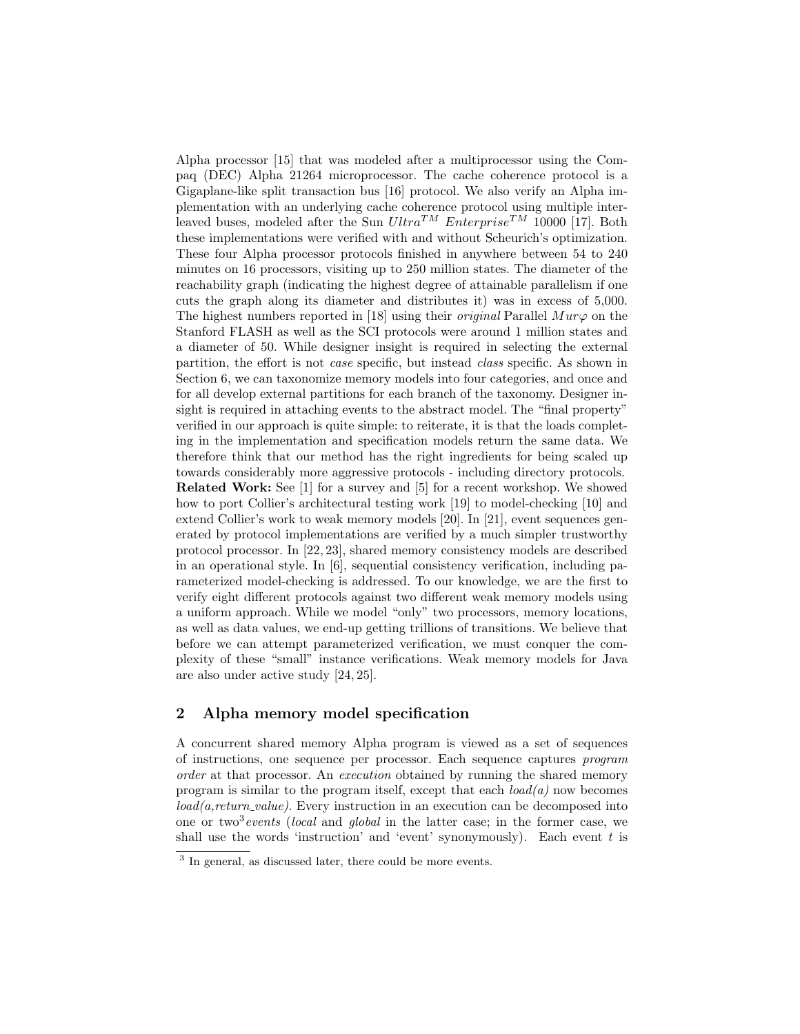Alpha processor [15] that was modeled after a multiprocessor using the Compaq (DEC) Alpha 21264 microprocessor. The cache coherence protocol is a Gigaplane-like split transaction bus [16] protocol. We also verify an Alpha implementation with an underlying cache coherence protocol using multiple interleaved buses, modeled after the Sun $Ultra^{TM}$ $Enterprise^{TM}$ 10000 [17]. Both these implementations were verified with and without Scheurich's optimization. These four Alpha processor protocols finished in anywhere between 54 to 240 minutes on 16 processors, visiting up to 250 million states. The diameter of the reachability graph (indicating the highest degree of attainable parallelism if one cuts the graph along its diameter and distributes it) was in excess of 5,000. The highest numbers reported in [18] using their *original* Parallel $Mur\varphi$ on the Stanford FLASH as well as the SCI protocols were around 1 million states and a diameter of 50. While designer insight is required in selecting the external partition, the effort is not *case* specific, but instead *class* specific. As shown in Section 6, we can taxonomize memory models into four categories, and once and for all develop external partitions for each branch of the taxonomy. Designer insight is required in attaching events to the abstract model. The "final property" verified in our approach is quite simple: to reiterate, it is that the loads completing in the implementation and specification models return the same data. We therefore think that our method has the right ingredients for being scaled up towards considerably more aggressive protocols - including directory protocols.

**Related Work:** See [1] for a survey and [5] for a recent workshop. We showed how to port Collier's architectural testing work [19] to model-checking [10] and extend Collier's work to weak memory models [20]. In [21], event sequences generated by protocol implementations are verified by a much simpler trustworthy protocol processor. In [22, 23], shared memory consistency models are described in an operational style. In [6], sequential consistency verification, including parameterized model-checking is addressed. To our knowledge, we are the first to verify eight different protocols against two different weak memory models using a uniform approach. While we model "only" two processors, memory locations, as well as data values, we end-up getting trillions of transitions. We believe that before we can attempt parameterized verification, we must conquer the complexity of these "small" instance verifications. Weak memory models for Java are also under active study [24, 25].

## 2 Alpha memory model specification

A concurrent shared memory Alpha program is viewed as a set of sequences of instructions, one sequence per processor. Each sequence captures *program order* at that processor. An *execution* obtained by running the shared memory program is similar to the program itself, except that each *load(a)* now becomes *load(a,return_value)*. Every instruction in an execution can be decomposed into one or two[3] *events* (*local* and *global* in the latter case; in the former case, we shall use the words 'instruction' and 'event' synonymously). Each event $t$ is

[3] In general, as discussed later, there could be more events.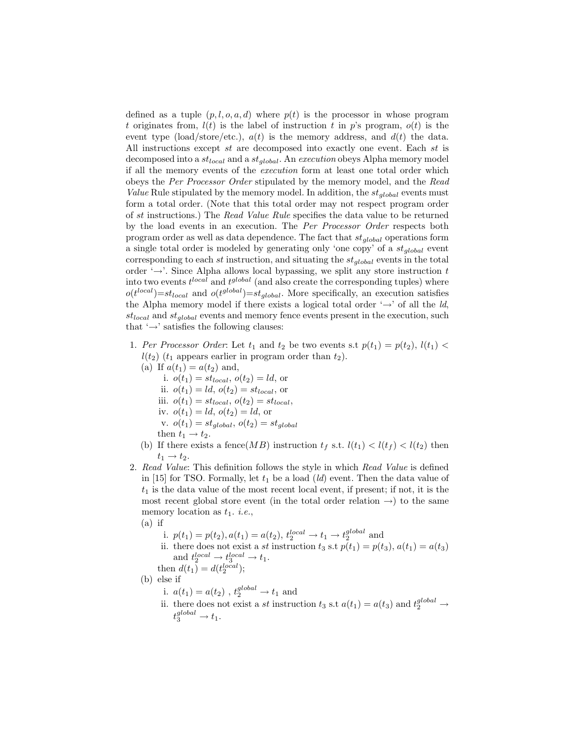defined as a tuple $(p, l, o, a, d)$ where $p(t)$ is the processor in whose program $t$ originates from, $l(t)$ is the label of instruction $t$ in $p$'s program, $o(t)$ is the event type (load/store/etc.), $a(t)$ is the memory address, and $d(t)$ the data. All instructions except *st* are decomposed into exactly one event. Each *st* is decomposed into a $st_{local}$ and a $st_{global}$. An *execution* obeys Alpha memory model if all the memory events of the *execution* form at least one total order which obeys the *Per Processor Order* stipulated by the memory model, and the *Read Value* Rule stipulated by the memory model. In addition, the $st_{global}$ events must form a total order. (Note that this total order may not respect program order of *st* instructions.) The *Read Value Rule* specifies the data value to be returned by the load events in an execution. The *Per Processor Order* respects both program order as well as data dependence. The fact that $st_{global}$ operations form a single total order is modeled by generating only 'one copy' of a $st_{global}$ event corresponding to each *st* instruction, and situating the $st_{global}$ events in the total order '$\rightarrow$'. Since Alpha allows local bypassing, we split any store instruction $t$ into two events $t^{local}$ and $t^{global}$ (and also create the corresponding tuples) where $o(t^{local})$=$st_{local}$ and $o(t^{global})$=$st_{global}$. More specifically, an execution satisfies the Alpha memory model if there exists a logical total order '$\rightarrow$' of all the *ld*, $st_{local}$ and $st_{global}$ events and memory fence events present in the execution, such that '$\rightarrow$' satisfies the following clauses:

1. *Per Processor Order*: Let $t_1$ and $t_2$ be two events s.t $p(t_1) = p(t_2)$, $l(t_1) < l(t_2)$ ($t_1$ appears earlier in program order than $t_2$).
   (a) If $a(t_1) = a(t_2)$ and,
      i. $o(t_1) = st_{local}$, $o(t_2) = ld$, or
      ii. $o(t_1) = ld$, $o(t_2) = st_{local}$, or
      iii. $o(t_1) = st_{local}$, $o(t_2) = st_{local}$,
      iv. $o(t_1) = ld$, $o(t_2) = ld$, or
      v. $o(t_1) = st_{global}$, $o(t_2) = st_{global}$
      
      then $t_1 \rightarrow t_2$.
   (b) If there exists a fence($MB$) instruction $t_f$ s.t. $l(t_1) < l(t_f) < l(t_2)$ then $t_1 \rightarrow t_2$.
2. *Read Value*: This definition follows the style in which *Read Value* is defined in [15] for TSO. Formally, let $t_1$ be a load (*ld*) event. Then the data value of $t_1$ is the data value of the most recent local event, if present; if not, it is the most recent global store event (in the total order relation $\rightarrow$) to the same memory location as $t_1$. *i.e.*,
   (a) if
      i. $p(t_1) = p(t_2), a(t_1) = a(t_2)$, $t_2^{local} \rightarrow t_1 \rightarrow t_2^{global}$ and
      ii. there does not exist a *st* instruction $t_3$ s.t $p(t_1) = p(t_3)$, $a(t_1) = a(t_3)$ and $t_2^{local} \rightarrow t_3^{local} \rightarrow t_1$.
      
      then $d(t_1) = d(t_2^{local})$;
   (b) else if
      i. $a(t_1) = a(t_2)$ , $t_2^{global} \rightarrow t_1$ and
      ii. there does not exist a *st* instruction $t_3$ s.t $a(t_1) = a(t_3)$ and $t_2^{global} \rightarrow t_3^{global} \rightarrow t_1$.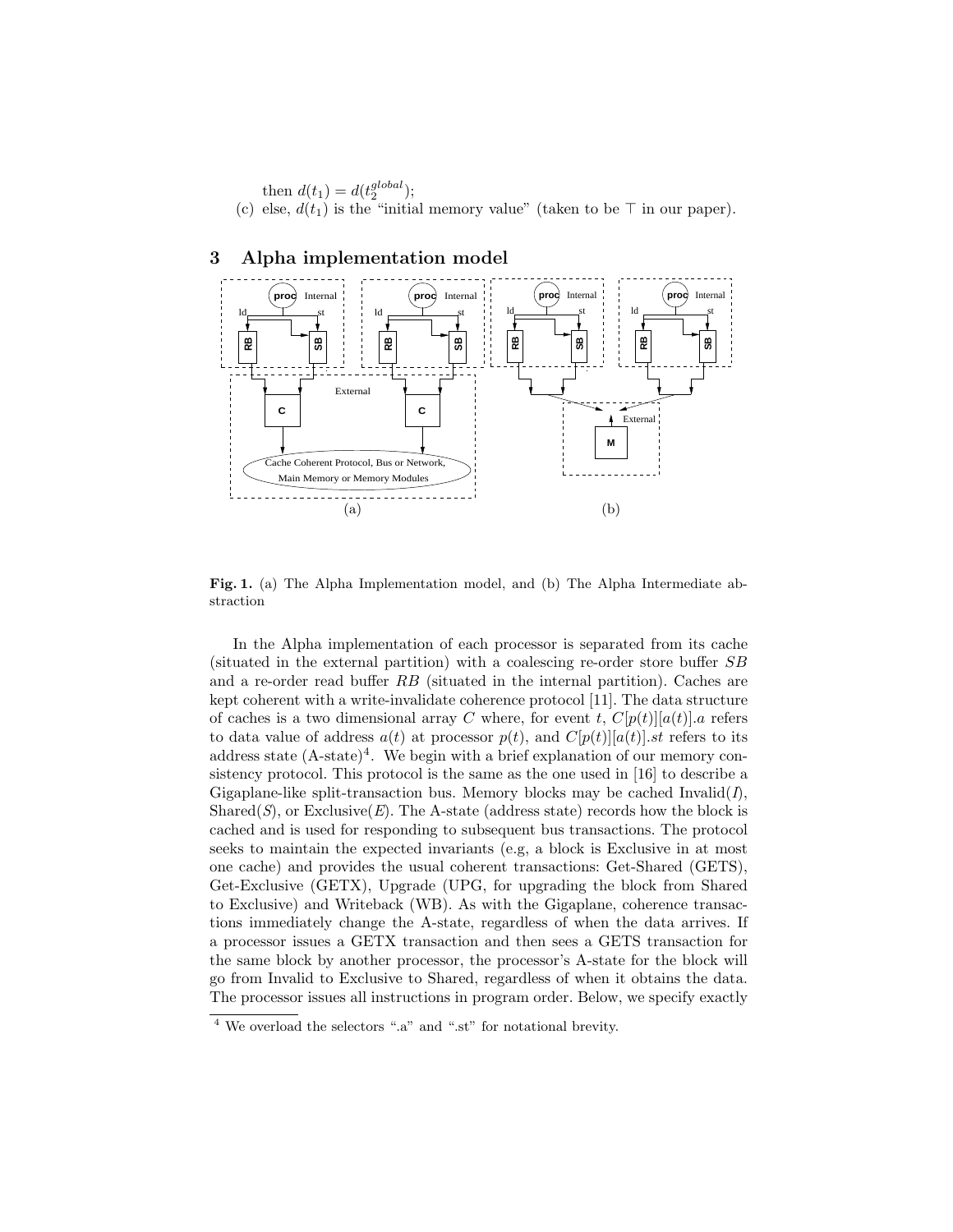then $d(t_1) = d(t_2^{global})$;

(c) else, $d(t_1)$ is the "initial memory value" (taken to be $\top$ in our paper).

## 3 Alpha implementation model

proc Internal
ld st
RB SB
External
C
Cache Coherent Protocol, Bus or Network, Main Memory or Memory Modules
(a)
M
(b)

**Fig. 1.** (a) The Alpha Implementation model, and (b) The Alpha Intermediate abstraction

In the Alpha implementation of each processor is separated from its cache (situated in the external partition) with a coalescing re-order store buffer $SB$ and a re-order read buffer $RB$ (situated in the internal partition). Caches are kept coherent with a write-invalidate coherence protocol [11]. The data structure of caches is a two dimensional array $C$ where, for event $t$, $C[p(t)][a(t)].a$ refers to data value of address $a(t)$ at processor $p(t)$, and $C[p(t)][a(t)].st$ refers to its address state (A-state)[4]. We begin with a brief explanation of our memory consistency protocol. This protocol is the same as the one used in [16] to describe a Gigaplane-like split-transaction bus. Memory blocks may be cached Invalid($I$), Shared($S$), or Exclusive($E$). The A-state (address state) records how the block is cached and is used for responding to subsequent bus transactions. The protocol seeks to maintain the expected invariants (e.g, a block is Exclusive in at most one cache) and provides the usual coherent transactions: Get-Shared (GETS), Get-Exclusive (GETX), Upgrade (UPG, for upgrading the block from Shared to Exclusive) and Writeback (WB). As with the Gigaplane, coherence transactions immediately change the A-state, regardless of when the data arrives. If a processor issues a GETX transaction and then sees a GETS transaction for the same block by another processor, the processor's A-state for the block will go from Invalid to Exclusive to Shared, regardless of when it obtains the data. The processor issues all instructions in program order. Below, we specify exactly

[4] We overload the selectors ".a" and ".st" for notational brevity.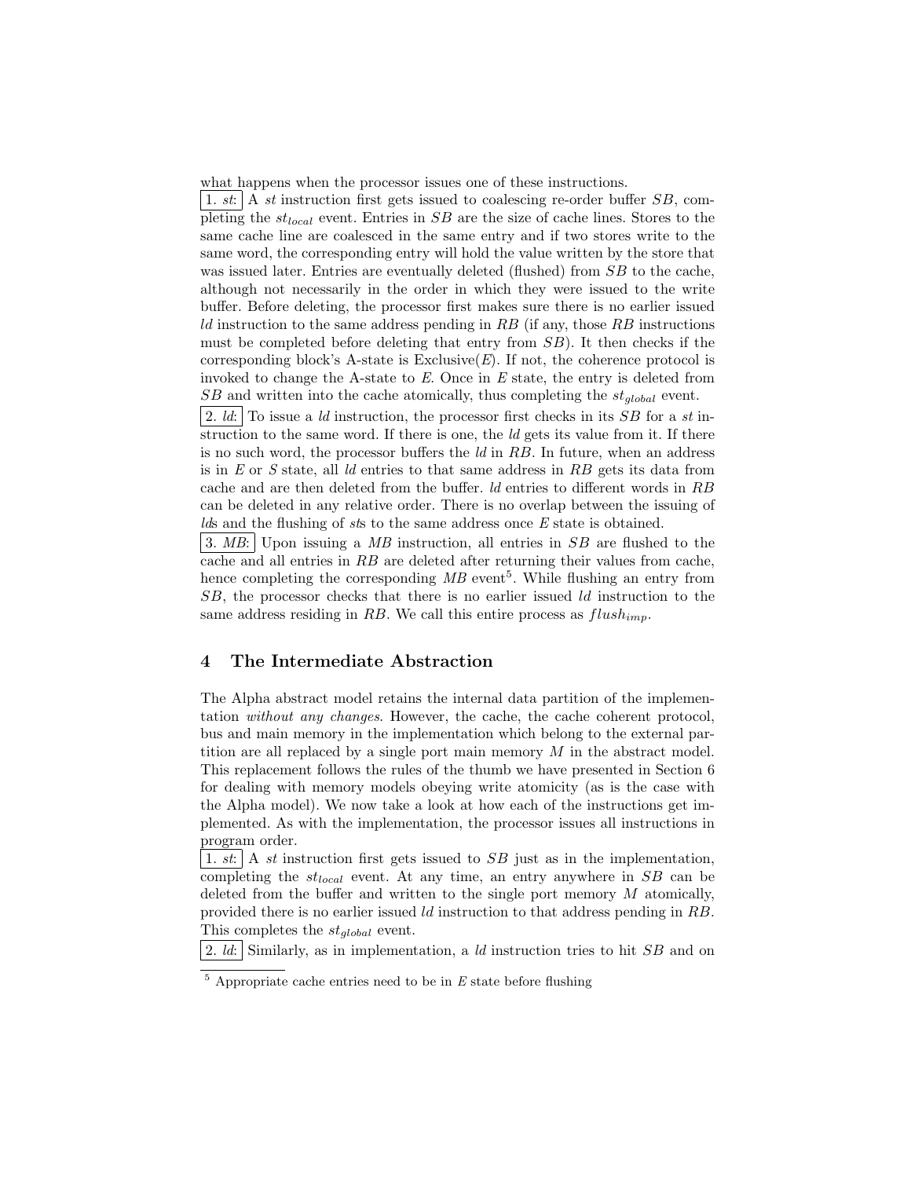what happens when the processor issues one of these instructions.

1. *st*: A *st* instruction first gets issued to coalescing re-order buffer $SB$, completing the $st_{local}$ event. Entries in $SB$ are the size of cache lines. Stores to the same cache line are coalesced in the same entry and if two stores write to the same word, the corresponding entry will hold the value written by the store that was issued later. Entries are eventually deleted (flushed) from $SB$ to the cache, although not necessarily in the order in which they were issued to the write buffer. Before deleting, the processor first makes sure there is no earlier issued *ld* instruction to the same address pending in $RB$ (if any, those $RB$ instructions must be completed before deleting that entry from $SB$). It then checks if the corresponding block's A-state is Exclusive($E$). If not, the coherence protocol is invoked to change the A-state to $E$. Once in $E$ state, the entry is deleted from $SB$ and written into the cache atomically, thus completing the $st_{global}$ event.

2. *ld*: To issue a *ld* instruction, the processor first checks in its $SB$ for a *st* instruction to the same word. If there is one, the *ld* gets its value from it. If there is no such word, the processor buffers the *ld* in $RB$. In future, when an address is in $E$ or $S$ state, all *ld* entries to that same address in $RB$ gets its data from cache and are then deleted from the buffer. *ld* entries to different words in $RB$ can be deleted in any relative order. There is no overlap between the issuing of *ld*s and the flushing of *st*s to the same address once $E$ state is obtained.

3. *MB*: Upon issuing a *MB* instruction, all entries in $SB$ are flushed to the cache and all entries in $RB$ are deleted after returning their values from cache, hence completing the corresponding *MB* event[5]. While flushing an entry from $SB$, the processor checks that there is no earlier issued *ld* instruction to the same address residing in $RB$. We call this entire process as $flush_{imp}$.

## 4 The Intermediate Abstraction

The Alpha abstract model retains the internal data partition of the implementation *without any changes*. However, the cache, the cache coherent protocol, bus and main memory in the implementation which belong to the external partition are all replaced by a single port main memory $M$ in the abstract model. This replacement follows the rules of the thumb we have presented in Section 6 for dealing with memory models obeying write atomicity (as is the case with the Alpha model). We now take a look at how each of the instructions get implemented. As with the implementation, the processor issues all instructions in program order.

1. *st*: A *st* instruction first gets issued to $SB$ just as in the implementation, completing the $st_{local}$ event. At any time, an entry anywhere in $SB$ can be deleted from the buffer and written to the single port memory $M$ atomically, provided there is no earlier issued *ld* instruction to that address pending in $RB$. This completes the $st_{global}$ event.

2. *ld*: Similarly, as in implementation, a *ld* instruction tries to hit $SB$ and on

[5] Appropriate cache entries need to be in $E$ state before flushing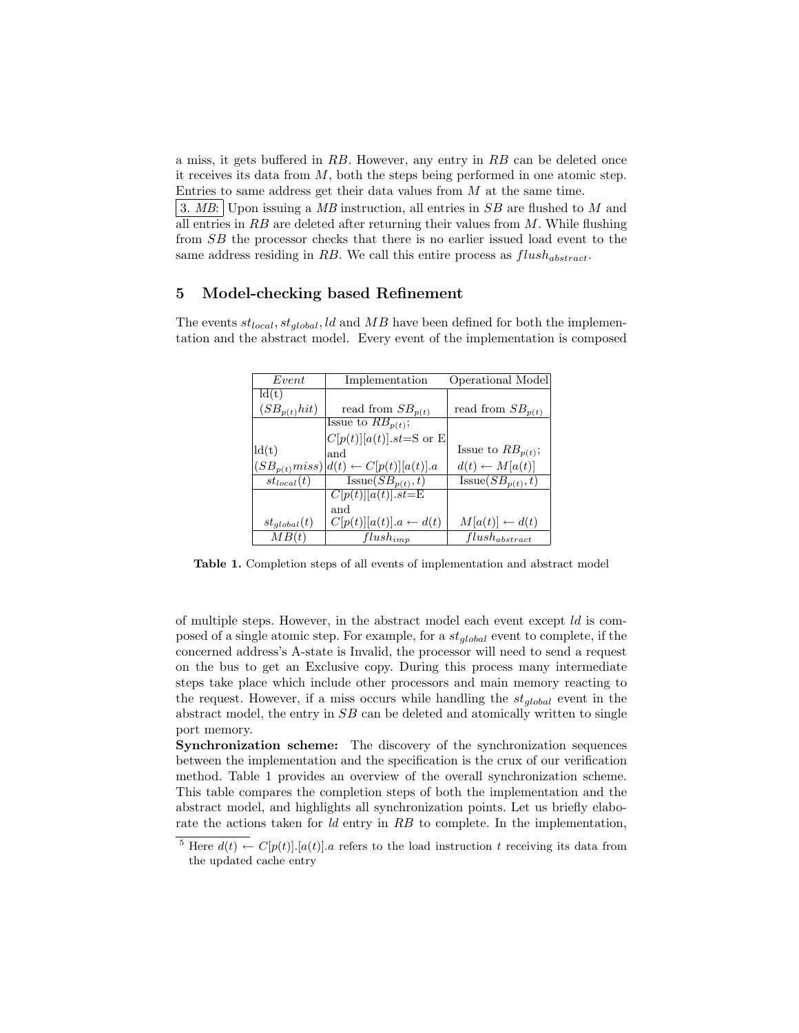a miss, it gets buffered in $RB$. However, any entry in $RB$ can be deleted once it receives its data from $M$, both the steps being performed in one atomic step. Entries to same address get their data values from $M$ at the same time.

3. *MB*: Upon issuing a *MB* instruction, all entries in $SB$ are flushed to $M$ and all entries in $RB$ are deleted after returning their values from $M$. While flushing from $SB$ the processor checks that there is no earlier issued load event to the same address residing in $RB$. We call this entire process as $flush_{abstract}$.

## 5 Model-checking based Refinement

The events $st_{local}, st_{global}, ld$ and $MB$ have been defined for both the implementation and the abstract model. Every event of the implementation is composed

| *Event* | Implementation | Operational Model |
|---|---|---|
| ld(t) ($SB_{p(t)}hit$) | read from $SB_{p(t)}$ | read from $SB_{p(t)}$ |
| ld(t) ($SB_{p(t)}miss$) | Issue to $RB_{p(t)}$; $C[p(t)][a(t)].st$=S or E and $d(t) \leftarrow C[p(t)][a(t)].a$ | Issue to $RB_{p(t)}$; $d(t) \leftarrow M[a(t)]$ |
| $st_{local}(t)$ | Issue($SB_{p(t)}, t$) | Issue($SB_{p(t)}, t$) |
| $st_{global}(t)$ | $C[p(t)][a(t)].st$=E and $C[p(t)][a(t)].a \leftarrow d(t)$ | $M[a(t)] \leftarrow d(t)$ |
| $MB(t)$ | $flush_{imp}$ | $flush_{abstract}$ |

**Table 1.** Completion steps of all events of implementation and abstract model

of multiple steps. However, in the abstract model each event except $ld$ is composed of a single atomic step. For example, for a $st_{global}$ event to complete, if the concerned address's A-state is Invalid, the processor will need to send a request on the bus to get an Exclusive copy. During this process many intermediate steps take place which include other processors and main memory reacting to the request. However, if a miss occurs while handling the $st_{global}$ event in the abstract model, the entry in $SB$ can be deleted and atomically written to single port memory.

**Synchronization scheme:** The discovery of the synchronization sequences between the implementation and the specification is the crux of our verification method. Table 1 provides an overview of the overall synchronization scheme. This table compares the completion steps of both the implementation and the abstract model, and highlights all synchronization points. Let us briefly elaborate the actions taken for $ld$ entry in $RB$ to complete. In the implementation,

[5] Here $d(t) \leftarrow C[p(t)].[a(t)].a$ refers to the load instruction $t$ receiving its data from the updated cache entry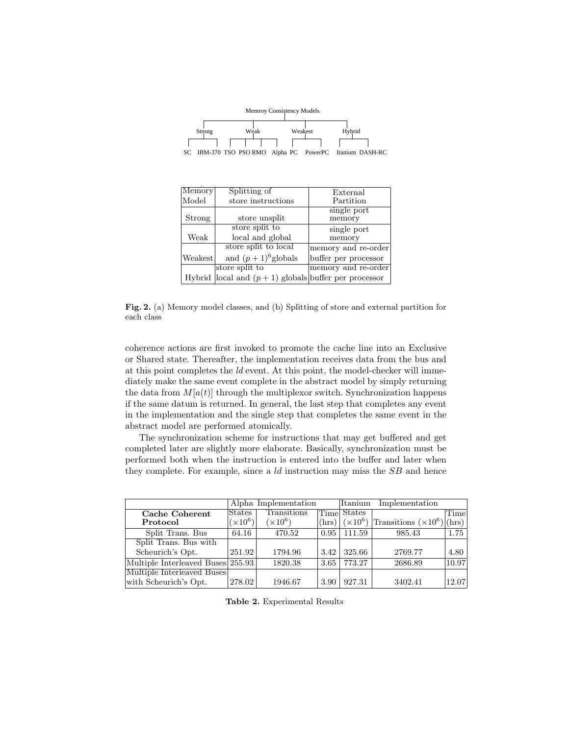Memroy Consistency Models

- Strong
  - SC
  - IBM-370
- Weak
  - TSO
  - PSO
  - RMO
  - Alpha
- Weakest
  - PC
  - PowerPC
- Hybrid
  - Itanium
  - DASH-RC

| Memory Model | Splitting of store instructions | External Partition |
|---|---|---|
| Strong | store unsplit | single port memory |
| Weak | store split to local and global | single port memory |
| Weakest | store split to local and $(p+1)^6$globals | memory and re-order buffer per processor |
| Hybrid | store split to local and $(p+1)$ globals | memory and re-order buffer per processor |

**Fig. 2.** (a) Memory model classes, and (b) Splitting of store and external partition for each class

coherence actions are first invoked to promote the cache line into an Exclusive or Shared state. Thereafter, the implementation receives data from the bus and at this point completes the *ld* event. At this point, the model-checker will immediately make the same event complete in the abstract model by simply returning the data from $M[a(t)]$ through the multiplexor switch. Synchronization happens if the same datum is returned. In general, the last step that completes any event in the implementation and the single step that completes the same event in the abstract model are performed atomically.

The synchronization scheme for instructions that may get buffered and get completed later are slightly more elaborate. Basically, synchronization must be performed both when the instruction is entered into the buffer and later when they complete. For example, since a *ld* instruction may miss the *SB* and hence

| | Alpha Implementation | | | Itanium Implementation | | |
|---|---|---|---|---|---|---|
| **Cache Coherent Protocol** | States $(\times 10^6)$ | Transitions $(\times 10^6)$ | Time (hrs) | States $(\times 10^6)$ | Transitions $(\times 10^6)$ | Time (hrs) |
| Split Trans. Bus | 64.16 | 470.52 | 0.95 | 111.59 | 985.43 | 1.75 |
| Split Trans. Bus with Scheurich's Opt. | 251.92 | 1794.96 | 3.42 | 325.66 | 2769.77 | 4.80 |
| Multiple Interleaved Buses | 255.93 | 1820.38 | 3.65 | 773.27 | 2686.89 | 10.97 |
| Multiple Interleaved Buses with Scheurich's Opt. | 278.02 | 1946.67 | 3.90 | 927.31 | 3402.41 | 12.07 |

**Table 2.** Experimental Results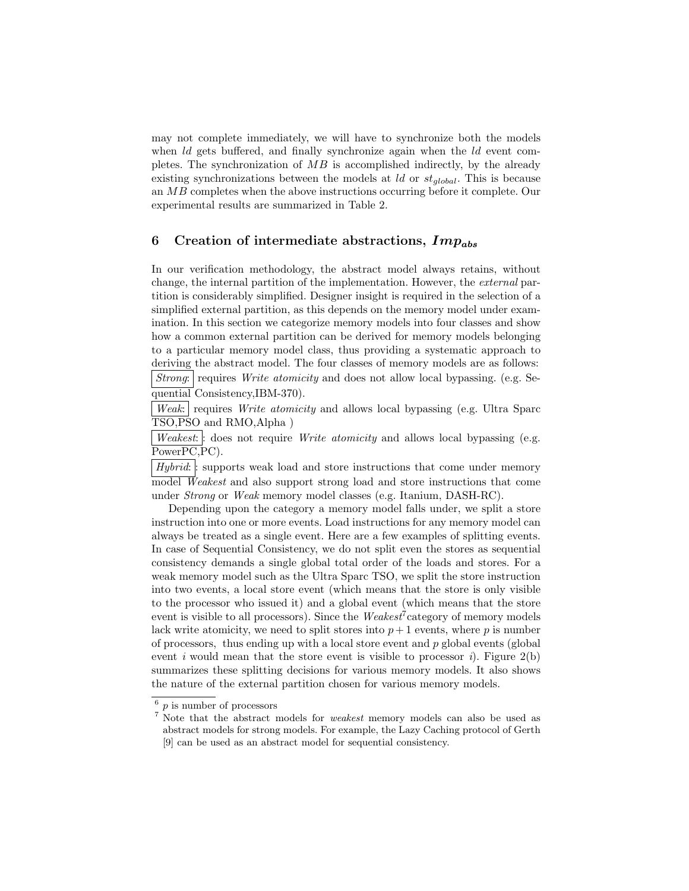may not complete immediately, we will have to synchronize both the models when $ld$ gets buffered, and finally synchronize again when the $ld$ event completes. The synchronization of $MB$ is accomplished indirectly, by the already existing synchronizations between the models at $ld$ or $st_{global}$. This is because an $MB$ completes when the above instructions occurring before it complete. Our experimental results are summarized in Table 2.

## 6 Creation of intermediate abstractions, $Imp_{abs}$

In our verification methodology, the abstract model always retains, without change, the internal partition of the implementation. However, the *external* partition is considerably simplified. Designer insight is required in the selection of a simplified external partition, as this depends on the memory model under examination. In this section we categorize memory models into four classes and show how a common external partition can be derived for memory models belonging to a particular memory model class, thus providing a systematic approach to deriving the abstract model. The four classes of memory models are as follows:

*Strong*: requires *Write atomicity* and does not allow local bypassing. (e.g. Sequential Consistency,IBM-370).

*Weak*: requires *Write atomicity* and allows local bypassing (e.g. Ultra Sparc TSO,PSO and RMO,Alpha )

*Weakest*: : does not require *Write atomicity* and allows local bypassing (e.g. PowerPC,PC).

*Hybrid*: : supports weak load and store instructions that come under memory model *Weakest* and also support strong load and store instructions that come under *Strong* or *Weak* memory model classes (e.g. Itanium, DASH-RC).

Depending upon the category a memory model falls under, we split a store instruction into one or more events. Load instructions for any memory model can always be treated as a single event. Here are a few examples of splitting events. In case of Sequential Consistency, we do not split even the stores as sequential consistency demands a single global total order of the loads and stores. For a weak memory model such as the Ultra Sparc TSO, we split the store instruction into two events, a local store event (which means that the store is only visible to the processor who issued it) and a global event (which means that the store event is visible to all processors). Since the *Weakest*[7] category of memory models lack write atomicity, we need to split stores into $p+1$ events, where $p$ is number of processors, thus ending up with a local store event and $p$ global events (global event $i$ would mean that the store event is visible to processor $i$). Figure 2(b) summarizes these splitting decisions for various memory models. It also shows the nature of the external partition chosen for various memory models.

[6] $p$ is number of processors

[7] Note that the abstract models for *weakest* memory models can also be used as abstract models for strong models. For example, the Lazy Caching protocol of Gerth [9] can be used as an abstract model for sequential consistency.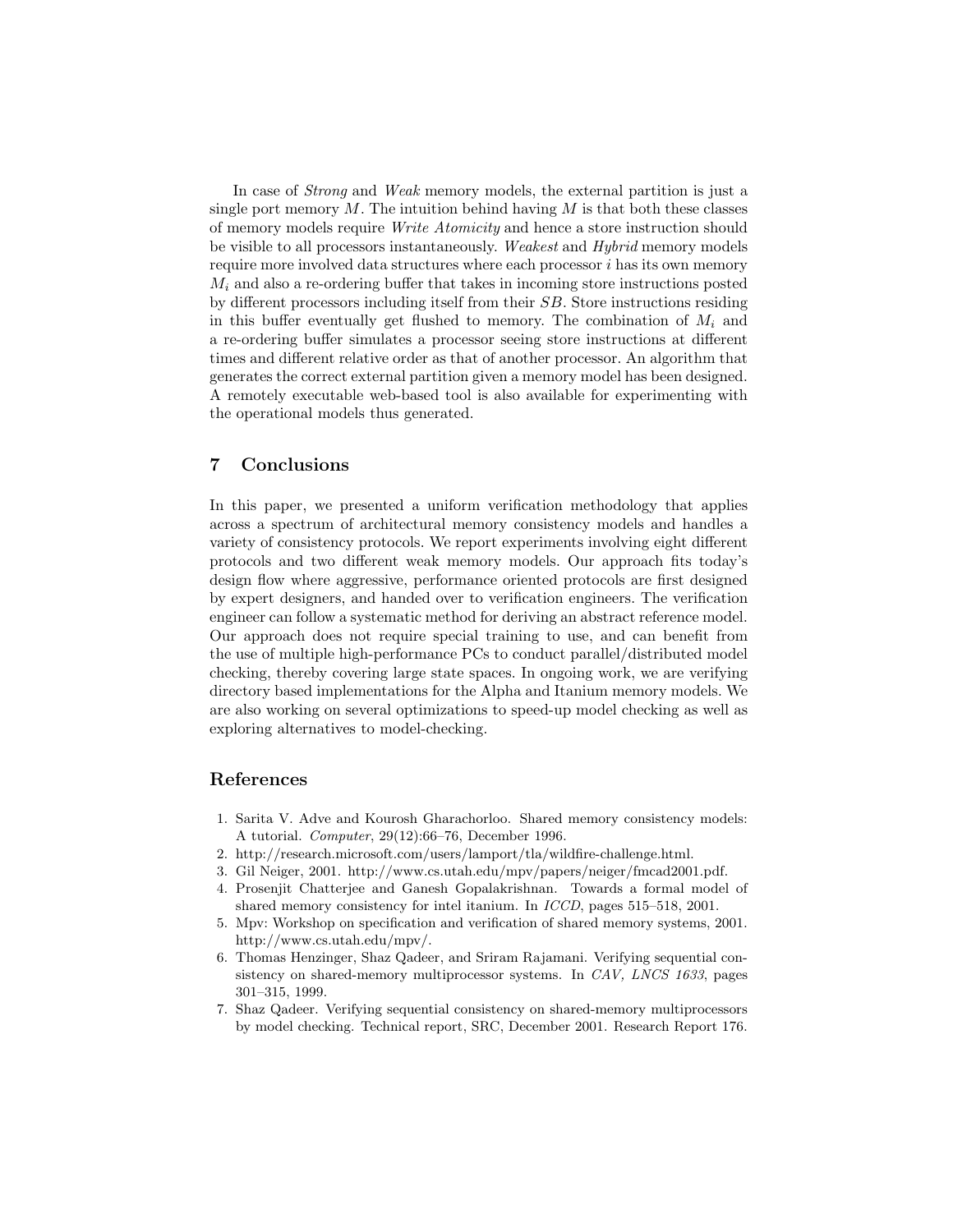In case of *Strong* and *Weak* memory models, the external partition is just a single port memory $M$. The intuition behind having $M$ is that both these classes of memory models require *Write Atomicity* and hence a store instruction should be visible to all processors instantaneously. *Weakest* and *Hybrid* memory models require more involved data structures where each processor $i$ has its own memory $M_i$ and also a re-ordering buffer that takes in incoming store instructions posted by different processors including itself from their $SB$. Store instructions residing in this buffer eventually get flushed to memory. The combination of $M_i$ and a re-ordering buffer simulates a processor seeing store instructions at different times and different relative order as that of another processor. An algorithm that generates the correct external partition given a memory model has been designed. A remotely executable web-based tool is also available for experimenting with the operational models thus generated.

## 7 Conclusions

In this paper, we presented a uniform verification methodology that applies across a spectrum of architectural memory consistency models and handles a variety of consistency protocols. We report experiments involving eight different protocols and two different weak memory models. Our approach fits today's design flow where aggressive, performance oriented protocols are first designed by expert designers, and handed over to verification engineers. The verification engineer can follow a systematic method for deriving an abstract reference model. Our approach does not require special training to use, and can benefit from the use of multiple high-performance PCs to conduct parallel/distributed model checking, thereby covering large state spaces. In ongoing work, we are verifying directory based implementations for the Alpha and Itanium memory models. We are also working on several optimizations to speed-up model checking as well as exploring alternatives to model-checking.

## References

1. Sarita V. Adve and Kourosh Gharachorloo. Shared memory consistency models: A tutorial. *Computer*, 29(12):66–76, December 1996.
2. http://research.microsoft.com/users/lamport/tla/wildfire-challenge.html.
3. Gil Neiger, 2001. http://www.cs.utah.edu/mpv/papers/neiger/fmcad2001.pdf.
4. Prosenjit Chatterjee and Ganesh Gopalakrishnan. Towards a formal model of shared memory consistency for intel itanium. In *ICCD*, pages 515–518, 2001.
5. Mpv: Workshop on specification and verification of shared memory systems, 2001. http://www.cs.utah.edu/mpv/.
6. Thomas Henzinger, Shaz Qadeer, and Sriram Rajamani. Verifying sequential consistency on shared-memory multiprocessor systems. In *CAV, LNCS 1633*, pages 301–315, 1999.
7. Shaz Qadeer. Verifying sequential consistency on shared-memory multiprocessors by model checking. Technical report, SRC, December 2001. Research Report 176.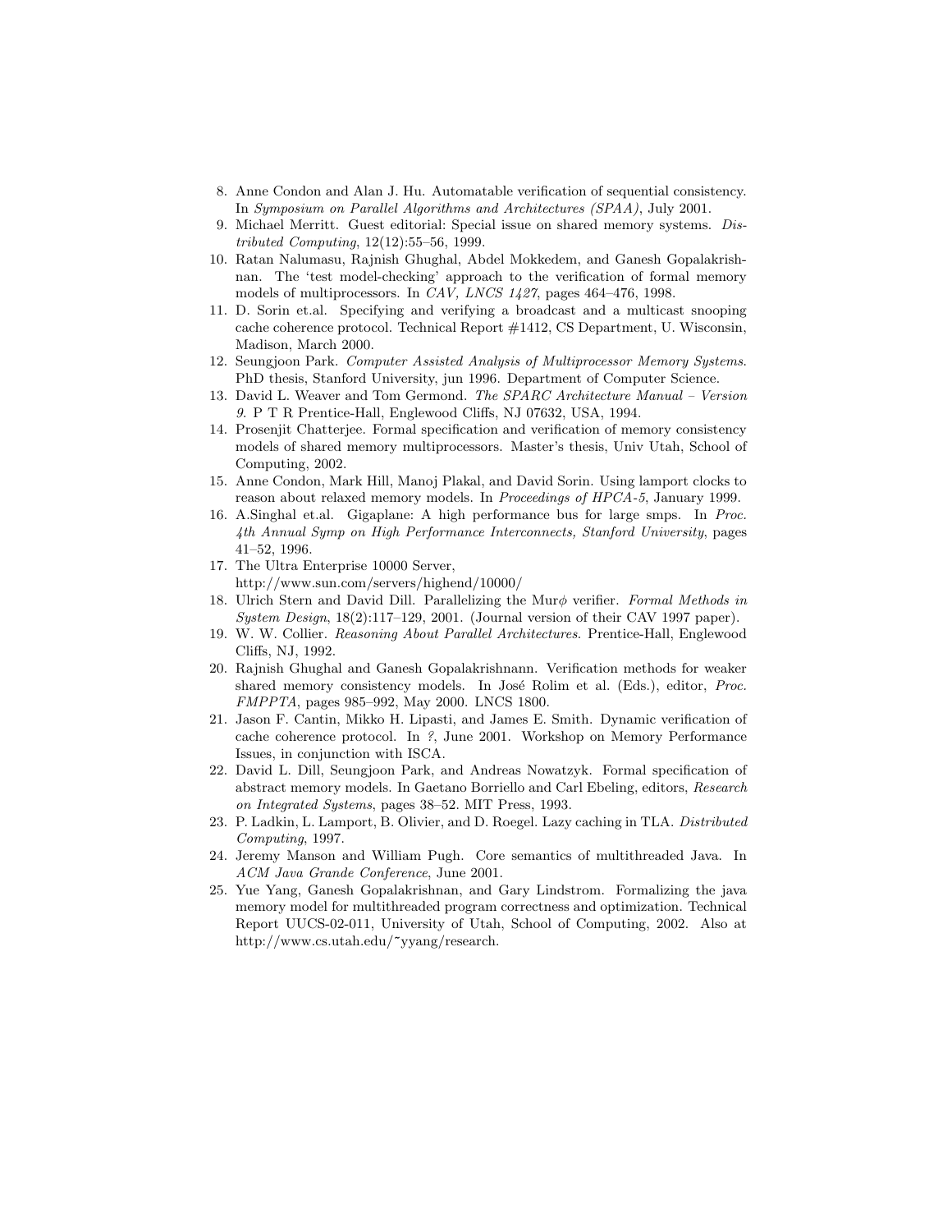8. Anne Condon and Alan J. Hu. Automatable verification of sequential consistency. In *Symposium on Parallel Algorithms and Architectures (SPAA)*, July 2001.
9. Michael Merritt. Guest editorial: Special issue on shared memory systems. *Distributed Computing*, 12(12):55–56, 1999.
10. Ratan Nalumasu, Rajnish Ghughal, Abdel Mokkedem, and Ganesh Gopalakrishnan. The 'test model-checking' approach to the verification of formal memory models of multiprocessors. In *CAV, LNCS 1427*, pages 464–476, 1998.
11. D. Sorin et.al. Specifying and verifying a broadcast and a multicast snooping cache coherence protocol. Technical Report #1412, CS Department, U. Wisconsin, Madison, March 2000.
12. Seungjoon Park. *Computer Assisted Analysis of Multiprocessor Memory Systems*. PhD thesis, Stanford University, jun 1996. Department of Computer Science.
13. David L. Weaver and Tom Germond. *The SPARC Architecture Manual – Version 9*. P T R Prentice-Hall, Englewood Cliffs, NJ 07632, USA, 1994.
14. Prosenjit Chatterjee. Formal specification and verification of memory consistency models of shared memory multiprocessors. Master's thesis, Univ Utah, School of Computing, 2002.
15. Anne Condon, Mark Hill, Manoj Plakal, and David Sorin. Using lamport clocks to reason about relaxed memory models. In *Proceedings of HPCA-5*, January 1999.
16. A.Singhal et.al. Gigaplane: A high performance bus for large smps. In *Proc. 4th Annual Symp on High Performance Interconnects, Stanford University*, pages 41–52, 1996.
17. The Ultra Enterprise 10000 Server, http://www.sun.com/servers/highend/10000/
18. Ulrich Stern and David Dill. Parallelizing the Mur$\phi$ verifier. *Formal Methods in System Design*, 18(2):117–129, 2001. (Journal version of their CAV 1997 paper).
19. W. W. Collier. *Reasoning About Parallel Architectures*. Prentice-Hall, Englewood Cliffs, NJ, 1992.
20. Rajnish Ghughal and Ganesh Gopalakrishnann. Verification methods for weaker shared memory consistency models. In José Rolim et al. (Eds.), editor, *Proc. FMPPTA*, pages 985–992, May 2000. LNCS 1800.
21. Jason F. Cantin, Mikko H. Lipasti, and James E. Smith. Dynamic verification of cache coherence protocol. In *?*, June 2001. Workshop on Memory Performance Issues, in conjunction with ISCA.
22. David L. Dill, Seungjoon Park, and Andreas Nowatzyk. Formal specification of abstract memory models. In Gaetano Borriello and Carl Ebeling, editors, *Research on Integrated Systems*, pages 38–52. MIT Press, 1993.
23. P. Ladkin, L. Lamport, B. Olivier, and D. Roegel. Lazy caching in TLA. *Distributed Computing*, 1997.
24. Jeremy Manson and William Pugh. Core semantics of multithreaded Java. In *ACM Java Grande Conference*, June 2001.
25. Yue Yang, Ganesh Gopalakrishnan, and Gary Lindstrom. Formalizing the java memory model for multithreaded program correctness and optimization. Technical Report UUCS-02-011, University of Utah, School of Computing, 2002. Also at http://www.cs.utah.edu/~yyang/research.